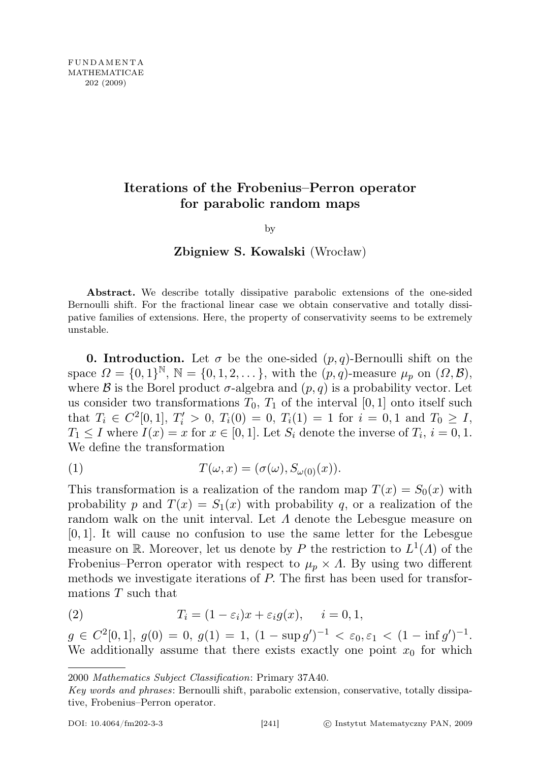# Iterations of the Frobenius–Perron operator for parabolic random maps

by

**Zbigniew S. Kowalski** (Wrocław)

**Abstract.** We describe totally dissipative parabolic extensions of the one-sided Bernoulli shift. For the fractional linear case we obtain conservative and totally dissipative families of extensions. Here, the property of conservativity seems to be extremely unstable.

**0. Introduction.** Let $\sigma$ be the one-sided $(p,q)$-Bernoulli shift on the space $\Omega = \{0,1\}^{\mathbb{N}}$, $\mathbb{N} = \{0,1,2,\dots\}$, with the $(p,q)$-measure $\mu_p$ on $(\Omega, \mathcal{B})$, where $\mathcal{B}$ is the Borel product $\sigma$-algebra and $(p,q)$ is a probability vector. Let us consider two transformations $T_0$, $T_1$ of the interval $[0,1]$ onto itself such that $T_i \in C^2[0,1]$, $T_i' > 0$, $T_i(0) = 0$, $T_i(1) = 1$ for $i = 0,1$ and $T_0 \geq I$, $T_1 \leq I$ where $I(x) = x$ for $x \in [0,1]$. Let $S_i$ denote the inverse of $T_i$, $i = 0,1$. We define the transformation

$$T(\omega, x) = (\sigma(\omega), S_{\omega(0)}(x)). \tag{1}$$

This transformation is a realization of the random map $T(x) = S_0(x)$ with probability $p$ and $T(x) = S_1(x)$ with probability $q$, or a realization of the random walk on the unit interval. Let $\Lambda$ denote the Lebesgue measure on $[0,1]$. It will cause no confusion to use the same letter for the Lebesgue measure on $\mathbb{R}$. Moreover, let us denote by $P$ the restriction to $L^1(\Lambda)$ of the Frobenius–Perron operator with respect to $\mu_p \times \Lambda$. By using two different methods we investigate iterations of $P$. The first has been used for transformations $T$ such that

$$T_i = (1-\varepsilon_i)x + \varepsilon_i g(x), \qquad i = 0,1, \tag{2}$$

$g \in C^2[0,1]$, $g(0) = 0$, $g(1) = 1$, $(1 - \sup g')^{-1} < \varepsilon_0, \varepsilon_1 < (1 - \inf g')^{-1}$. We additionally assume that there exists exactly one point $x_0$ for which

---

2000 *Mathematics Subject Classification*: Primary 37A40.

*Key words and phrases*: Bernoulli shift, parabolic extension, conservative, totally dissipative, Frobenius–Perron operator.

DOI: 10.4064/fm202-3-3 © Instytut Matematyczny PAN, 2009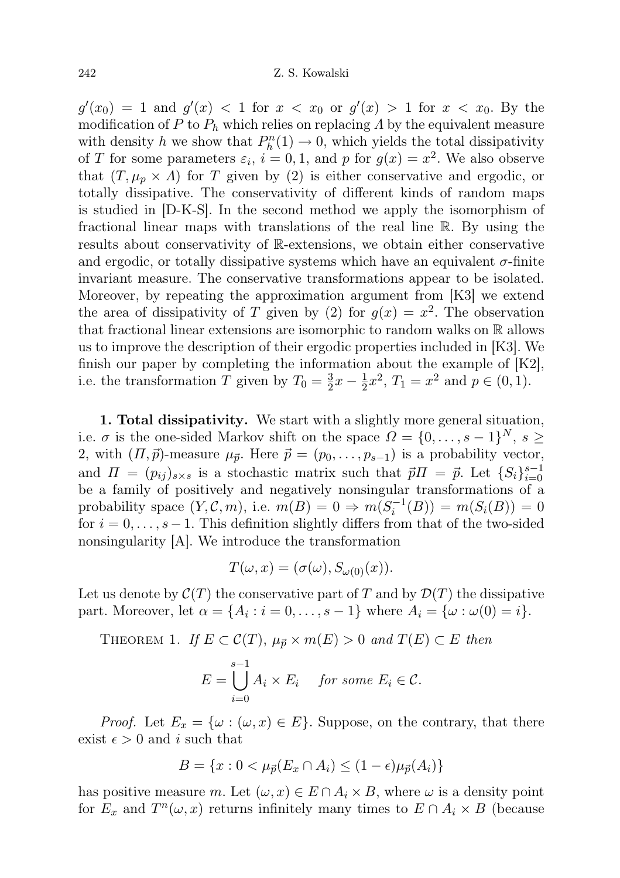$g'(x_0) = 1$ and $g'(x) < 1$ for $x < x_0$ or $g'(x) > 1$ for $x < x_0$. By the modification of $P$ to $P_h$ which relies on replacing $\Lambda$ by the equivalent measure with density $h$ we show that $P_h^n(1) \to 0$, which yields the total dissipativity of $T$ for some parameters $\varepsilon_i$, $i = 0, 1$, and $p$ for $g(x) = x^2$. We also observe that $(T, \mu_p \times \Lambda)$ for $T$ given by (2) is either conservative and ergodic, or totally dissipative. The conservativity of different kinds of random maps is studied in [D-K-S]. In the second method we apply the isomorphism of fractional linear maps with translations of the real line $\mathbb{R}$. By using the results about conservativity of $\mathbb{R}$-extensions, we obtain either conservative and ergodic, or totally dissipative systems which have an equivalent $\sigma$-finite invariant measure. The conservative transformations appear to be isolated. Moreover, by repeating the approximation argument from [K3] we extend the area of dissipativity of $T$ given by (2) for $g(x) = x^2$. The observation that fractional linear extensions are isomorphic to random walks on $\mathbb{R}$ allows us to improve the description of their ergodic properties included in [K3]. We finish our paper by completing the information about the example of [K2], i.e. the transformation $T$ given by $T_0 = \frac{3}{2}x - \frac{1}{2}x^2$, $T_1 = x^2$ and $p \in (0, 1)$.

**1. Total dissipativity.** We start with a slightly more general situation, i.e. $\sigma$ is the one-sided Markov shift on the space $\Omega = \{0, \ldots, s-1\}^N$, $s \geq 2$, with $(\Pi, \vec{p})$-measure $\mu_{\vec{p}}$. Here $\vec{p} = (p_0, \ldots, p_{s-1})$ is a probability vector, and $\Pi = (p_{ij})_{s \times s}$ is a stochastic matrix such that $\vec{p}\Pi = \vec{p}$. Let $\{S_i\}_{i=0}^{s-1}$ be a family of positively and negatively nonsingular transformations of a probability space $(Y, \mathcal{C}, m)$, i.e. $m(B) = 0 \Rightarrow m(S_i^{-1}(B)) = m(S_i(B)) = 0$ for $i = 0, \ldots, s-1$. This definition slightly differs from that of the two-sided nonsingularity [A]. We introduce the transformation

$$T(\omega, x) = (\sigma(\omega), S_{\omega(0)}(x)).$$

Let us denote by $\mathcal{C}(T)$ the conservative part of $T$ and by $\mathcal{D}(T)$ the dissipative part. Moreover, let $\alpha = \{A_i : i = 0, \ldots, s-1\}$ where $A_i = \{\omega : \omega(0) = i\}$.

Theorem 1. *If $E \subset \mathcal{C}(T)$, $\mu_{\vec{p}} \times m(E) > 0$ and $T(E) \subset E$ then*

$$E = \bigcup_{i=0}^{s-1} A_i \times E_i \quad \textit{for some } E_i \in \mathcal{C}.$$

*Proof.* Let $E_x = \{\omega : (\omega, x) \in E\}$. Suppose, on the contrary, that there exist $\epsilon > 0$ and $i$ such that

$$B = \{x : 0 < \mu_{\vec{p}}(E_x \cap A_i) \leq (1 - \epsilon)\mu_{\vec{p}}(A_i)\}$$

has positive measure $m$. Let $(\omega, x) \in E \cap A_i \times B$, where $\omega$ is a density point for $E_x$ and $T^n(\omega, x)$ returns infinitely many times to $E \cap A_i \times B$ (because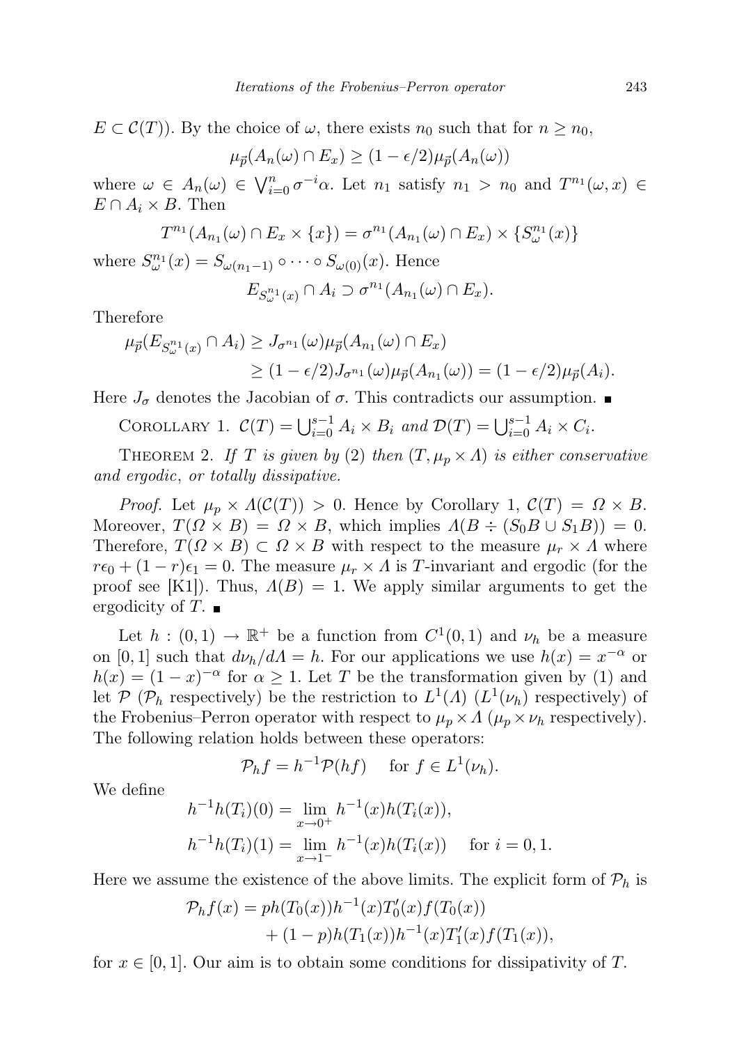$E \subset \mathcal{C}(T)$). By the choice of $\omega$, there exists $n_0$ such that for $n \geq n_0$,

$$\mu_{\vec{p}}(A_n(\omega) \cap E_x) \geq (1 - \epsilon/2)\mu_{\vec{p}}(A_n(\omega))$$

where $\omega \in A_n(\omega) \in \bigvee_{i=0}^{n} \sigma^{-i}\alpha$. Let $n_1$ satisfy $n_1 > n_0$ and $T^{n_1}(\omega, x) \in E \cap A_i \times B$. Then

$$T^{n_1}(A_{n_1}(\omega) \cap E_x \times \{x\}) = \sigma^{n_1}(A_{n_1}(\omega) \cap E_x) \times \{S_\omega^{n_1}(x)\}$$

where $S_\omega^{n_1}(x) = S_{\omega(n_1-1)} \circ \cdots \circ S_{\omega(0)}(x)$. Hence

$$E_{S_\omega^{n_1}(x)} \cap A_i \supset \sigma^{n_1}(A_{n_1}(\omega) \cap E_x).$$

Therefore

$$\begin{aligned}\mu_{\vec{p}}(E_{S_\omega^{n_1}(x)} \cap A_i) &\geq J_{\sigma^{n_1}}(\omega)\mu_{\vec{p}}(A_{n_1}(\omega) \cap E_x)\\ &\geq (1 - \epsilon/2)J_{\sigma^{n_1}}(\omega)\mu_{\vec{p}}(A_{n_1}(\omega)) = (1 - \epsilon/2)\mu_{\vec{p}}(A_i).\end{aligned}$$

Here $J_\sigma$ denotes the Jacobian of $\sigma$. This contradicts our assumption. ■

Corollary 1. *$\mathcal{C}(T) = \bigcup_{i=0}^{s-1} A_i \times B_i$ and $\mathcal{D}(T) = \bigcup_{i=0}^{s-1} A_i \times C_i$.*

Theorem 2. *If $T$ is given by* (2) *then $(T, \mu_p \times \Lambda)$ is either conservative and ergodic, or totally dissipative.*

*Proof.* Let $\mu_p \times \Lambda(\mathcal{C}(T)) > 0$. Hence by Corollary 1, $\mathcal{C}(T) = \Omega \times B$. Moreover, $T(\Omega \times B) = \Omega \times B$, which implies $\Lambda(B \div (S_0 B \cup S_1 B)) = 0$. Therefore, $T(\Omega \times B) \subset \Omega \times B$ with respect to the measure $\mu_r \times \Lambda$ where $r\epsilon_0 + (1-r)\epsilon_1 = 0$. The measure $\mu_r \times \Lambda$ is $T$-invariant and ergodic (for the proof see [K1]). Thus, $\Lambda(B) = 1$. We apply similar arguments to get the ergodicity of $T$. ■

Let $h : (0,1) \to \mathbb{R}^+$ be a function from $C^1(0,1)$ and $\nu_h$ be a measure on $[0,1]$ such that $d\nu_h/d\Lambda = h$. For our applications we use $h(x) = x^{-\alpha}$ or $h(x) = (1-x)^{-\alpha}$ for $\alpha \geq 1$. Let $T$ be the transformation given by (1) and let $\mathcal{P}$ ($\mathcal{P}_h$ respectively) be the restriction to $L^1(\Lambda)$ ($L^1(\nu_h)$ respectively) of the Frobenius–Perron operator with respect to $\mu_p \times \Lambda$ ($\mu_p \times \nu_h$ respectively). The following relation holds between these operators:

$$\mathcal{P}_h f = h^{-1}\mathcal{P}(hf) \quad \text{ for } f \in L^1(\nu_h).$$

We define

$$\begin{aligned}h^{-1}h(T_i)(0) &= \lim_{x \to 0^+} h^{-1}(x)h(T_i(x)),\\ h^{-1}h(T_i)(1) &= \lim_{x \to 1^-} h^{-1}(x)h(T_i(x)) \quad \text{ for } i = 0, 1.\end{aligned}$$

Here we assume the existence of the above limits. The explicit form of $\mathcal{P}_h$ is

$$\begin{aligned}\mathcal{P}_h f(x) &= ph(T_0(x))h^{-1}(x)T_0'(x)f(T_0(x))\\ &\quad + (1-p)h(T_1(x))h^{-1}(x)T_1'(x)f(T_1(x)),\end{aligned}$$

for $x \in [0,1]$. Our aim is to obtain some conditions for dissipativity of $T$.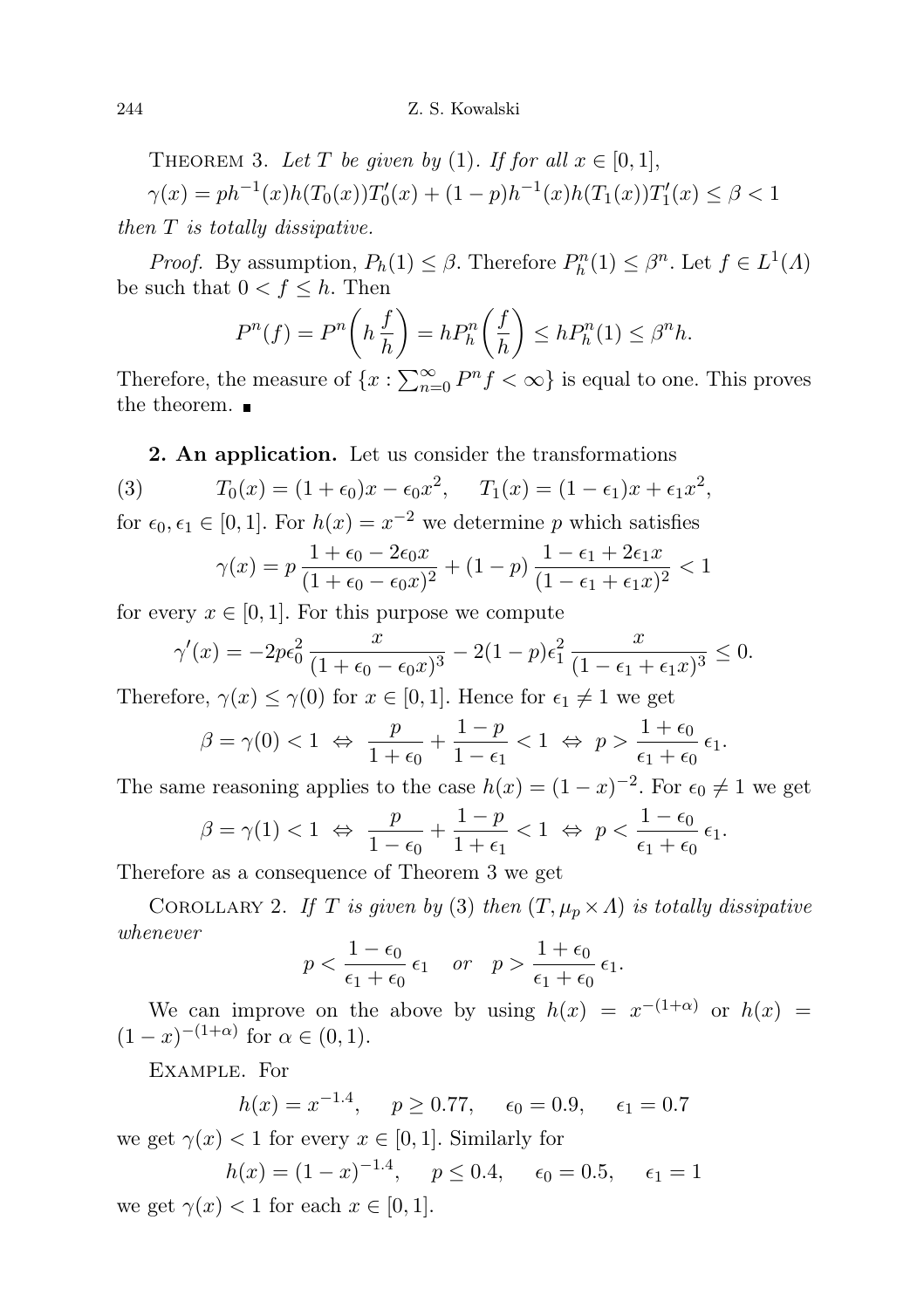THEOREM 3. *Let $T$ be given by* (1). *If for all $x \in [0,1]$,*

$$\gamma(x) = ph^{-1}(x)h(T_0(x))T_0'(x) + (1-p)h^{-1}(x)h(T_1(x))T_1'(x) \le \beta < 1$$

*then $T$ is totally dissipative.*

*Proof.* By assumption, $P_h(1) \le \beta$. Therefore $P_h^n(1) \le \beta^n$. Let $f \in L^1(\Lambda)$ be such that $0 < f \le h$. Then

$$P^n(f) = P^n\bigg(h\frac{f}{h}\bigg) = hP_h^n\bigg(\frac{f}{h}\bigg) \le hP_h^n(1) \le \beta^n h.$$

Therefore, the measure of $\{x : \sum_{n=0}^{\infty} P^n f < \infty\}$ is equal to one. This proves the theorem. ∎

**2. An application.** Let us consider the transformations

$$T_0(x) = (1+\epsilon_0)x - \epsilon_0 x^2, \quad T_1(x) = (1-\epsilon_1)x + \epsilon_1 x^2, \tag{3}$$

for $\epsilon_0, \epsilon_1 \in [0,1]$. For $h(x) = x^{-2}$ we determine $p$ which satisfies

$$\gamma(x) = p\,\frac{1+\epsilon_0 - 2\epsilon_0 x}{(1+\epsilon_0-\epsilon_0 x)^2} + (1-p)\,\frac{1-\epsilon_1+2\epsilon_1 x}{(1-\epsilon_1+\epsilon_1 x)^2} < 1$$

for every $x \in [0,1]$. For this purpose we compute

$$\gamma'(x) = -2p\epsilon_0^2\,\frac{x}{(1+\epsilon_0-\epsilon_0 x)^3} - 2(1-p)\epsilon_1^2\,\frac{x}{(1-\epsilon_1+\epsilon_1 x)^3} \le 0.$$

Therefore, $\gamma(x) \le \gamma(0)$ for $x \in [0,1]$. Hence for $\epsilon_1 \ne 1$ we get

$$\beta = \gamma(0) < 1 \;\Leftrightarrow\; \frac{p}{1+\epsilon_0} + \frac{1-p}{1-\epsilon_1} < 1 \;\Leftrightarrow\; p > \frac{1+\epsilon_0}{\epsilon_1+\epsilon_0}\,\epsilon_1.$$

The same reasoning applies to the case $h(x) = (1-x)^{-2}$. For $\epsilon_0 \ne 1$ we get

$$\beta = \gamma(1) < 1 \;\Leftrightarrow\; \frac{p}{1-\epsilon_0} + \frac{1-p}{1+\epsilon_1} < 1 \;\Leftrightarrow\; p < \frac{1-\epsilon_0}{\epsilon_1+\epsilon_0}\,\epsilon_1.$$

Therefore as a consequence of Theorem 3 we get

COROLLARY 2. *If $T$ is given by* (3) *then $(T, \mu_p \times \Lambda)$ is totally dissipative whenever*

$$p < \frac{1-\epsilon_0}{\epsilon_1+\epsilon_0}\,\epsilon_1 \quad \text{or} \quad p > \frac{1+\epsilon_0}{\epsilon_1+\epsilon_0}\,\epsilon_1.$$

We can improve on the above by using $h(x) = x^{-(1+\alpha)}$ or $h(x) = (1-x)^{-(1+\alpha)}$ for $\alpha \in (0,1)$.

EXAMPLE. For

$$h(x) = x^{-1.4}, \quad p \ge 0.77, \quad \epsilon_0 = 0.9, \quad \epsilon_1 = 0.7$$

we get $\gamma(x) < 1$ for every $x \in [0,1]$. Similarly for

$$h(x) = (1-x)^{-1.4}, \quad p \le 0.4, \quad \epsilon_0 = 0.5, \quad \epsilon_1 = 1$$

we get $\gamma(x) < 1$ for each $x \in [0,1]$.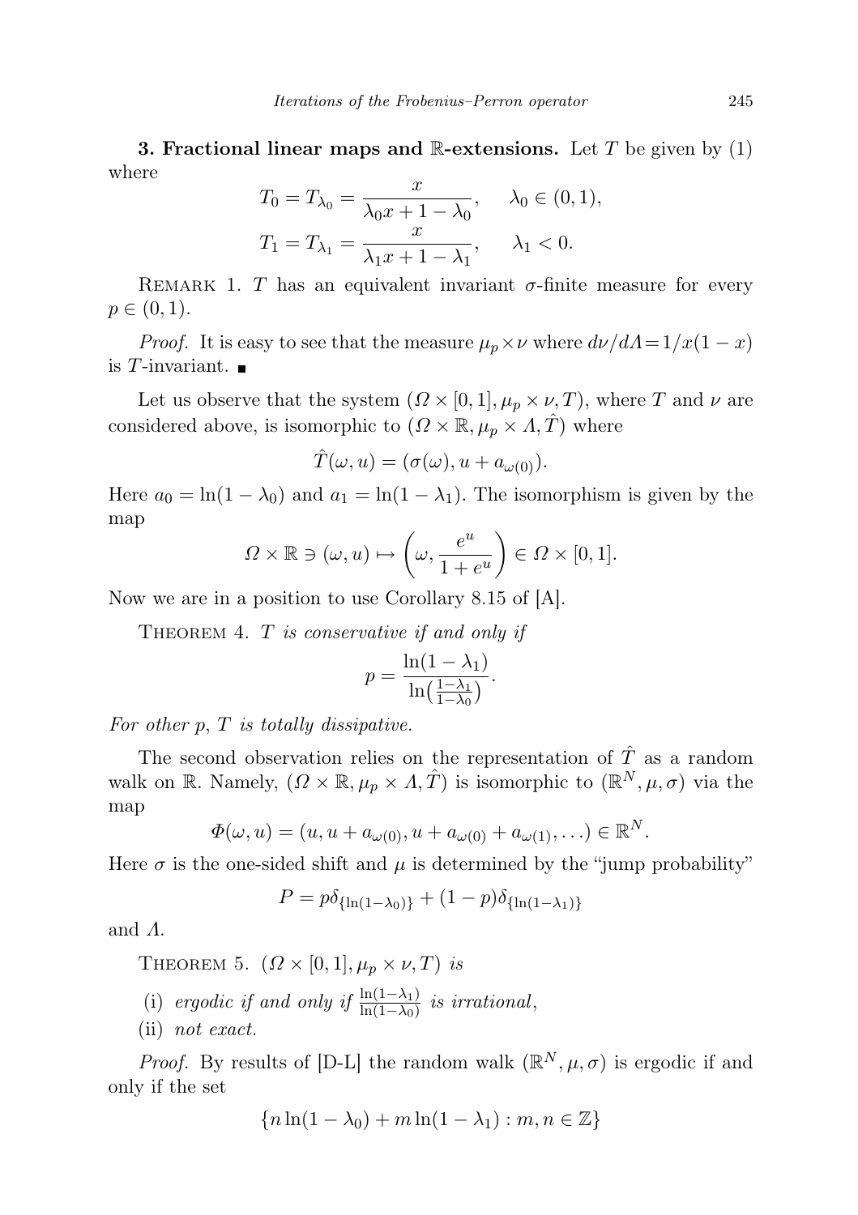**3. Fractional linear maps and $\mathbb{R}$-extensions.** Let $T$ be given by (1) where

$$T_0 = T_{\lambda_0} = \frac{x}{\lambda_0 x + 1 - \lambda_0}, \qquad \lambda_0 \in (0,1),$$
$$T_1 = T_{\lambda_1} = \frac{x}{\lambda_1 x + 1 - \lambda_1}, \qquad \lambda_1 < 0.$$

REMARK 1. *$T$ has an equivalent invariant $\sigma$-finite measure for every $p \in (0,1)$.*

*Proof.* It is easy to see that the measure $\mu_p \times \nu$ where $d\nu/d\Lambda = 1/x(1-x)$ is $T$-invariant. ∎

Let us observe that the system $(\Omega \times [0,1], \mu_p \times \nu, T)$, where $T$ and $\nu$ are considered above, is isomorphic to $(\Omega \times \mathbb{R}, \mu_p \times \Lambda, \hat{T})$ where

$$\hat{T}(\omega, u) = (\sigma(\omega), u + a_{\omega(0)}).$$

Here $a_0 = \ln(1-\lambda_0)$ and $a_1 = \ln(1-\lambda_1)$. The isomorphism is given by the map

$$\Omega \times \mathbb{R} \ni (\omega, u) \mapsto \left(\omega, \frac{e^u}{1+e^u}\right) \in \Omega \times [0,1].$$

Now we are in a position to use Corollary 8.15 of [A].

THEOREM 4. *$T$ is conservative if and only if*

$$p = \frac{\ln(1-\lambda_1)}{\ln\left(\frac{1-\lambda_1}{1-\lambda_0}\right)}.$$

*For other $p$, $T$ is totally dissipative.*

The second observation relies on the representation of $\hat{T}$ as a random walk on $\mathbb{R}$. Namely, $(\Omega \times \mathbb{R}, \mu_p \times \Lambda, \hat{T})$ is isomorphic to $(\mathbb{R}^N, \mu, \sigma)$ via the map

$$\Phi(\omega, u) = (u, u + a_{\omega(0)}, u + a_{\omega(0)} + a_{\omega(1)}, \ldots) \in \mathbb{R}^N.$$

Here $\sigma$ is the one-sided shift and $\mu$ is determined by the "jump probability"

$$P = p\delta_{\{\ln(1-\lambda_0)\}} + (1-p)\delta_{\{\ln(1-\lambda_1)\}}$$

and $\Lambda$.

THEOREM 5. *$(\Omega \times [0,1], \mu_p \times \nu, T)$ is*

(i) *ergodic if and only if $\frac{\ln(1-\lambda_1)}{\ln(1-\lambda_0)}$ is irrational*,

(ii) *not exact.*

*Proof.* By results of [D-L] the random walk $(\mathbb{R}^N, \mu, \sigma)$ is ergodic if and only if the set

$$\{n \ln(1-\lambda_0) + m \ln(1-\lambda_1) : m, n \in \mathbb{Z}\}$$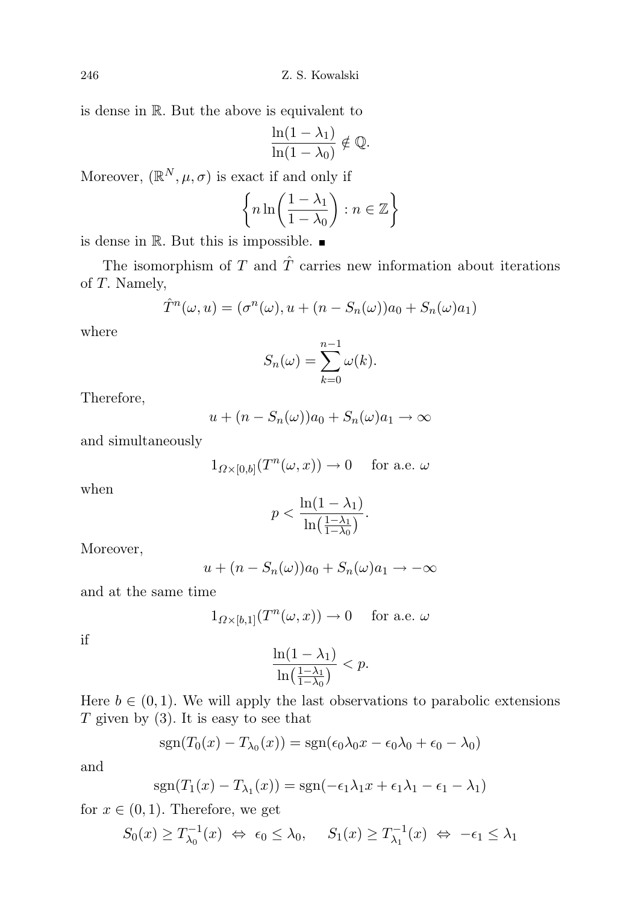is dense in $\mathbb{R}$. But the above is equivalent to

$$\frac{\ln(1-\lambda_1)}{\ln(1-\lambda_0)} \notin \mathbb{Q}.$$

Moreover, $(\mathbb{R}^N, \mu, \sigma)$ is exact if and only if

$$\left\{ n \ln\left(\frac{1-\lambda_1}{1-\lambda_0}\right) : n \in \mathbb{Z} \right\}$$

is dense in $\mathbb{R}$. But this is impossible. ■

The isomorphism of $T$ and $\hat{T}$ carries new information about iterations of $T$. Namely,

$$\hat{T}^n(\omega, u) = (\sigma^n(\omega), u + (n - S_n(\omega))a_0 + S_n(\omega)a_1)$$

where

$$S_n(\omega) = \sum_{k=0}^{n-1} \omega(k).$$

Therefore,

$$u + (n - S_n(\omega))a_0 + S_n(\omega)a_1 \to \infty$$

and simultaneously

$$1_{\Omega \times [0,b]}(T^n(\omega, x)) \to 0 \quad \text{ for a.e. } \omega$$

when

$$p < \frac{\ln(1-\lambda_1)}{\ln\left(\frac{1-\lambda_1}{1-\lambda_0}\right)}.$$

Moreover,

$$u + (n - S_n(\omega))a_0 + S_n(\omega)a_1 \to -\infty$$

and at the same time

$$1_{\Omega \times [b,1]}(T^n(\omega, x)) \to 0 \quad \text{ for a.e. } \omega$$

if

$$\frac{\ln(1-\lambda_1)}{\ln\left(\frac{1-\lambda_1}{1-\lambda_0}\right)} < p.$$

Here $b \in (0,1)$. We will apply the last observations to parabolic extensions $T$ given by (3). It is easy to see that

$$\operatorname{sgn}(T_0(x) - T_{\lambda_0}(x)) = \operatorname{sgn}(\epsilon_0\lambda_0 x - \epsilon_0\lambda_0 + \epsilon_0 - \lambda_0)$$

and

$$\operatorname{sgn}(T_1(x) - T_{\lambda_1}(x)) = \operatorname{sgn}(-\epsilon_1\lambda_1 x + \epsilon_1\lambda_1 - \epsilon_1 - \lambda_1)$$

for $x \in (0,1)$. Therefore, we get

$$S_0(x) \geq T_{\lambda_0}^{-1}(x) \ \Leftrightarrow \ \epsilon_0 \leq \lambda_0, \qquad S_1(x) \geq T_{\lambda_1}^{-1}(x) \ \Leftrightarrow \ -\epsilon_1 \leq \lambda_1$$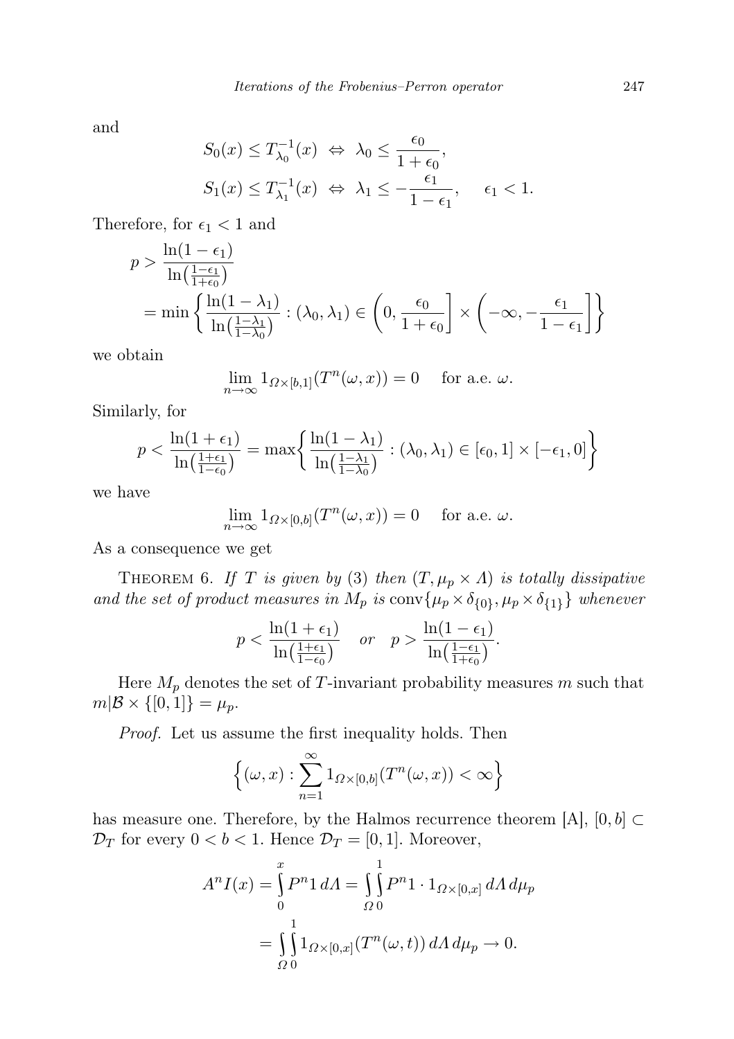and

$$
\begin{aligned}
S_0(x) \le T_{\lambda_0}^{-1}(x) \ &\Leftrightarrow \ \lambda_0 \le \frac{\epsilon_0}{1+\epsilon_0}, \\
S_1(x) \le T_{\lambda_1}^{-1}(x) \ &\Leftrightarrow \ \lambda_1 \le -\frac{\epsilon_1}{1-\epsilon_1}, \qquad \epsilon_1 < 1.
\end{aligned}
$$

Therefore, for $\epsilon_1 < 1$ and

$$
\begin{aligned}
p &> \frac{\ln(1-\epsilon_1)}{\ln\left(\frac{1-\epsilon_1}{1+\epsilon_0}\right)} \\
&= \min\left\{ \frac{\ln(1-\lambda_1)}{\ln\left(\frac{1-\lambda_1}{1-\lambda_0}\right)} : (\lambda_0, \lambda_1) \in \left(0, \frac{\epsilon_0}{1+\epsilon_0}\right] \times \left(-\infty, -\frac{\epsilon_1}{1-\epsilon_1}\right] \right\}
\end{aligned}
$$

we obtain

$$
\lim_{n\to\infty} 1_{\Omega\times[b,1]}(T^n(\omega,x)) = 0 \quad \text{ for a.e. } \omega.
$$

Similarly, for

$$
p < \frac{\ln(1+\epsilon_1)}{\ln\left(\frac{1+\epsilon_1}{1-\epsilon_0}\right)} = \max\left\{ \frac{\ln(1-\lambda_1)}{\ln\left(\frac{1-\lambda_1}{1-\lambda_0}\right)} : (\lambda_0, \lambda_1) \in [\epsilon_0, 1] \times [-\epsilon_1, 0] \right\}
$$

we have

$$
\lim_{n\to\infty} 1_{\Omega\times[0,b]}(T^n(\omega,x)) = 0 \quad \text{ for a.e. } \omega.
$$

As a consequence we get

THEOREM 6. *If $T$ is given by* (3) *then $(T, \mu_p \times \Lambda)$ is totally dissipative and the set of product measures in $M_p$ is* $\operatorname{conv}\{\mu_p \times \delta_{\{0\}}, \mu_p \times \delta_{\{1\}}\}$ *whenever*

$$
p < \frac{\ln(1+\epsilon_1)}{\ln\left(\frac{1+\epsilon_1}{1-\epsilon_0}\right)} \quad \text{or} \quad p > \frac{\ln(1-\epsilon_1)}{\ln\left(\frac{1-\epsilon_1}{1+\epsilon_0}\right)}.
$$

Here $M_p$ denotes the set of $T$-invariant probability measures $m$ such that $m|\mathcal{B} \times \{[0,1]\} = \mu_p$.

*Proof.* Let us assume the first inequality holds. Then

$$
\left\{ (\omega, x) : \sum_{n=1}^{\infty} 1_{\Omega\times[0,b]}(T^n(\omega,x)) < \infty \right\}
$$

has measure one. Therefore, by the Halmos recurrence theorem [A], $[0,b] \subset \mathcal{D}_T$ for every $0 < b < 1$. Hence $\mathcal{D}_T = [0,1]$. Moreover,

$$
\begin{aligned}
A^n I(x) &= \int_0^x P^n 1 \, d\Lambda = \int_\Omega \int_0^1 P^n 1 \cdot 1_{\Omega\times[0,x]} \, d\Lambda \, d\mu_p \\
&= \int_\Omega \int_0^1 1_{\Omega\times[0,x]}(T^n(\omega,t)) \, d\Lambda \, d\mu_p \to 0.
\end{aligned}
$$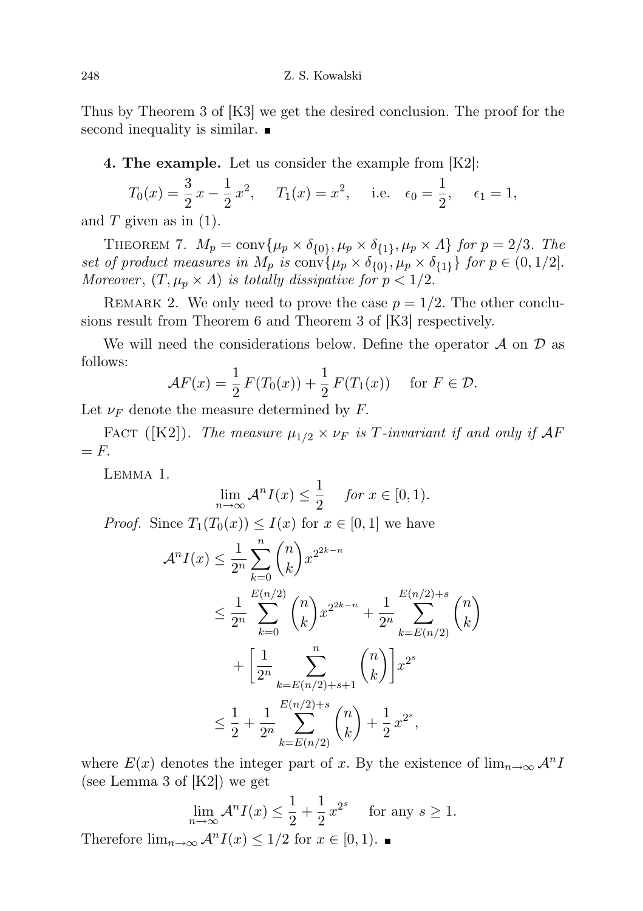Thus by Theorem 3 of [K3] we get the desired conclusion. The proof for the second inequality is similar. ∎

**4. The example.** Let us consider the example from [K2]:

$$T_0(x) = \frac{3}{2}\,x - \frac{1}{2}\,x^2, \qquad T_1(x) = x^2, \qquad \text{i.e.} \quad \epsilon_0 = \frac{1}{2}, \qquad \epsilon_1 = 1,$$

and $T$ given as in (1).

THEOREM 7. *$M_p = \operatorname{conv}\{\mu_p \times \delta_{\{0\}}, \mu_p \times \delta_{\{1\}}, \mu_p \times \Lambda\}$ for $p = 2/3$. The set of product measures in $M_p$ is $\operatorname{conv}\{\mu_p \times \delta_{\{0\}}, \mu_p \times \delta_{\{1\}}\}$ for $p \in (0, 1/2]$. Moreover, $(T, \mu_p \times \Lambda)$ is totally dissipative for $p < 1/2$.*

REMARK 2. We only need to prove the case $p = 1/2$. The other conclusions result from Theorem 6 and Theorem 3 of [K3] respectively.

We will need the considerations below. Define the operator $\mathcal{A}$ on $\mathcal{D}$ as follows:

$$\mathcal{A}F(x) = \frac{1}{2}\,F(T_0(x)) + \frac{1}{2}\,F(T_1(x)) \quad \text{ for } F \in \mathcal{D}.$$

Let $\nu_F$ denote the measure determined by $F$.

FACT ([K2]). *The measure $\mu_{1/2} \times \nu_F$ is $T$-invariant if and only if $\mathcal{A}F = F$.*

LEMMA 1.

$$\lim_{n\to\infty} \mathcal{A}^n I(x) \le \frac{1}{2} \quad \text{ for } x \in [0,1).$$

*Proof.* Since $T_1(T_0(x)) \le I(x)$ for $x \in [0,1]$ we have

$$\begin{aligned}
\mathcal{A}^n I(x) &\le \frac{1}{2^n}\sum_{k=0}^{n}\binom{n}{k}x^{2^{2k-n}} \\
&\le \frac{1}{2^n}\sum_{k=0}^{E(n/2)}\binom{n}{k}x^{2^{2k-n}} + \frac{1}{2^n}\sum_{k=E(n/2)}^{E(n/2)+s}\binom{n}{k} \\
&\quad + \left[\frac{1}{2^n}\sum_{k=E(n/2)+s+1}^{n}\binom{n}{k}\right]x^{2^s} \\
&\le \frac{1}{2} + \frac{1}{2^n}\sum_{k=E(n/2)}^{E(n/2)+s}\binom{n}{k} + \frac{1}{2}\,x^{2^s},
\end{aligned}$$

where $E(x)$ denotes the integer part of $x$. By the existence of $\lim_{n\to\infty}\mathcal{A}^n I$ (see Lemma 3 of [K2]) we get

$$\lim_{n\to\infty} \mathcal{A}^n I(x) \le \frac{1}{2} + \frac{1}{2}\,x^{2^s} \quad \text{ for any } s \ge 1.$$

Therefore $\lim_{n\to\infty}\mathcal{A}^n I(x) \le 1/2$ for $x \in [0,1)$. ∎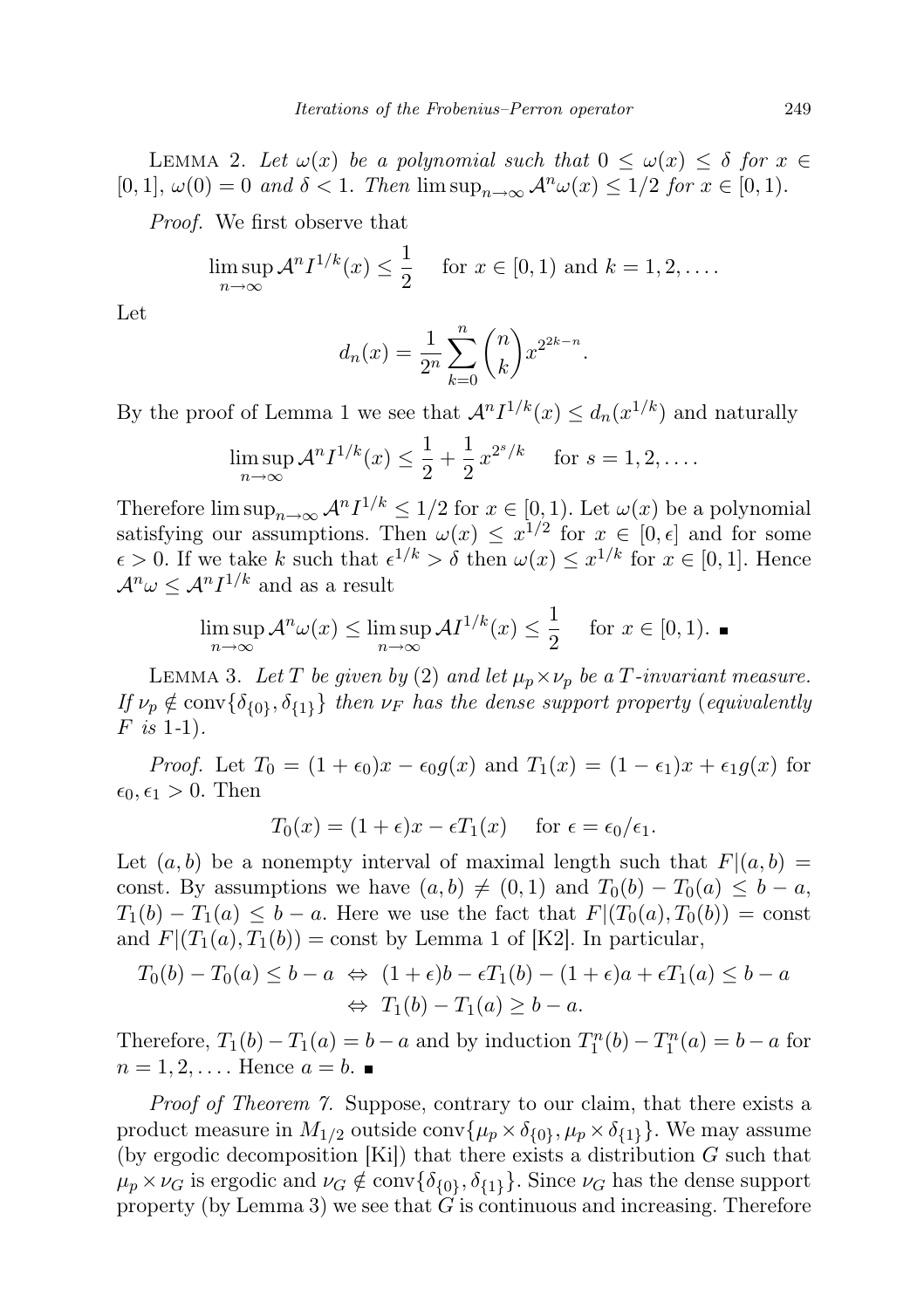LEMMA 2. *Let $\omega(x)$ be a polynomial such that $0 \le \omega(x) \le \delta$ for $x \in [0,1]$, $\omega(0) = 0$ and $\delta < 1$. Then $\limsup_{n\to\infty} \mathcal{A}^n\omega(x) \le 1/2$ for $x \in [0,1)$.*

*Proof.* We first observe that

$$\limsup_{n\to\infty} \mathcal{A}^n I^{1/k}(x) \le \frac{1}{2} \quad \text{for } x \in [0,1) \text{ and } k = 1,2,\ldots.$$

Let

$$d_n(x) = \frac{1}{2^n}\sum_{k=0}^{n}\binom{n}{k}x^{2^{2k-n}}.$$

By the proof of Lemma 1 we see that $\mathcal{A}^n I^{1/k}(x) \le d_n(x^{1/k})$ and naturally

$$\limsup_{n\to\infty} \mathcal{A}^n I^{1/k}(x) \le \frac{1}{2} + \frac{1}{2}\,x^{2^s/k} \quad \text{for } s = 1,2,\ldots.$$

Therefore $\limsup_{n\to\infty} \mathcal{A}^n I^{1/k} \le 1/2$ for $x \in [0,1)$. Let $\omega(x)$ be a polynomial satisfying our assumptions. Then $\omega(x) \le x^{1/2}$ for $x \in [0,\epsilon]$ and for some $\epsilon > 0$. If we take $k$ such that $\epsilon^{1/k} > \delta$ then $\omega(x) \le x^{1/k}$ for $x \in [0,1]$. Hence $\mathcal{A}^n\omega \le \mathcal{A}^n I^{1/k}$ and as a result

$$\limsup_{n\to\infty} \mathcal{A}^n\omega(x) \le \limsup_{n\to\infty} \mathcal{A}I^{1/k}(x) \le \frac{1}{2} \quad \text{for } x \in [0,1). \ \blacksquare$$

LEMMA 3. *Let $T$ be given by* (2) *and let $\mu_p \times \nu_p$ be a $T$-invariant measure. If $\nu_p \notin \operatorname{conv}\{\delta_{\{0\}}, \delta_{\{1\}}\}$ then $\nu_F$ has the dense support property* (*equivalently $F$ is* 1-1).

*Proof.* Let $T_0 = (1+\epsilon_0)x - \epsilon_0 g(x)$ and $T_1(x) = (1-\epsilon_1)x + \epsilon_1 g(x)$ for $\epsilon_0, \epsilon_1 > 0$. Then

$$T_0(x) = (1+\epsilon)x - \epsilon T_1(x) \quad \text{for } \epsilon = \epsilon_0/\epsilon_1.$$

Let $(a,b)$ be a nonempty interval of maximal length such that $F|(a,b) = \text{const}$. By assumptions we have $(a,b) \ne (0,1)$ and $T_0(b) - T_0(a) \le b-a$, $T_1(b) - T_1(a) \le b-a$. Here we use the fact that $F|(T_0(a),T_0(b)) = \text{const}$ and $F|(T_1(a),T_1(b)) = \text{const}$ by Lemma 1 of [K2]. In particular,

$$\begin{aligned} T_0(b) - T_0(a) \le b-a \ &\Leftrightarrow\ (1+\epsilon)b - \epsilon T_1(b) - (1+\epsilon)a + \epsilon T_1(a) \le b-a \\ &\Leftrightarrow\ T_1(b) - T_1(a) \ge b-a. \end{aligned}$$

Therefore, $T_1(b) - T_1(a) = b-a$ and by induction $T_1^n(b) - T_1^n(a) = b-a$ for $n = 1,2,\ldots$. Hence $a = b$. $\blacksquare$

*Proof of Theorem 7.* Suppose, contrary to our claim, that there exists a product measure in $M_{1/2}$ outside $\operatorname{conv}\{\mu_p \times \delta_{\{0\}}, \mu_p \times \delta_{\{1\}}\}$. We may assume (by ergodic decomposition [Ki]) that there exists a distribution $G$ such that $\mu_p \times \nu_G$ is ergodic and $\nu_G \notin \operatorname{conv}\{\delta_{\{0\}}, \delta_{\{1\}}\}$. Since $\nu_G$ has the dense support property (by Lemma 3) we see that $G$ is continuous and increasing. Therefore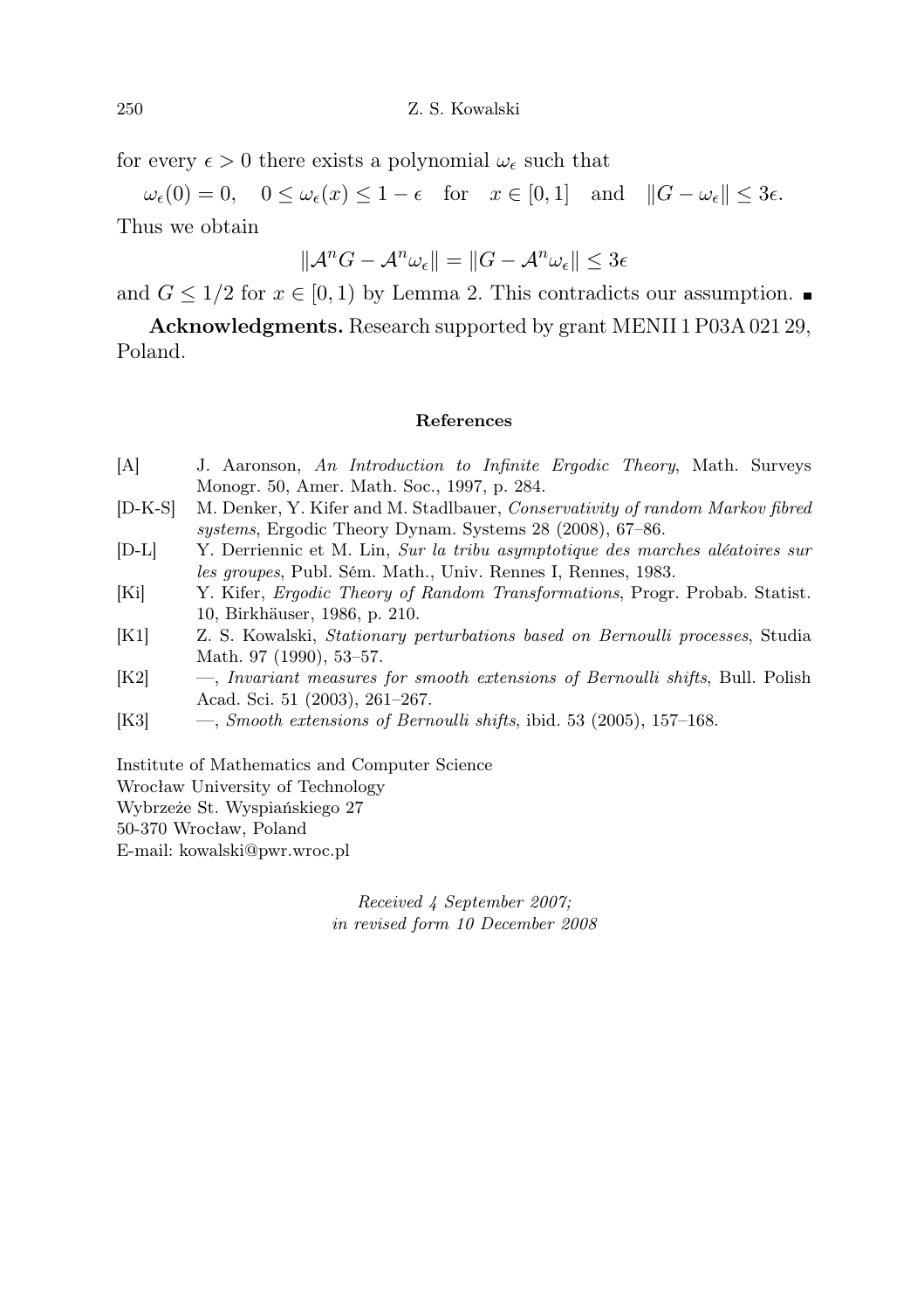for every $\epsilon > 0$ there exists a polynomial $\omega_\epsilon$ such that

$$\omega_\epsilon(0) = 0, \quad 0 \le \omega_\epsilon(x) \le 1 - \epsilon \quad \text{for} \quad x \in [0,1] \quad \text{and} \quad \|G - \omega_\epsilon\| \le 3\epsilon.$$

Thus we obtain

$$\|\mathcal{A}^n G - \mathcal{A}^n \omega_\epsilon\| = \|G - \mathcal{A}^n \omega_\epsilon\| \le 3\epsilon$$

and $G \le 1/2$ for $x \in [0,1)$ by Lemma 2. This contradicts our assumption. ∎

**Acknowledgments.** Research supported by grant MENII 1 P03A 021 29, Poland.

## References

[A] J. Aaronson, *An Introduction to Infinite Ergodic Theory*, Math. Surveys Monogr. 50, Amer. Math. Soc., 1997, p. 284.

[D-K-S] M. Denker, Y. Kifer and M. Stadlbauer, *Conservativity of random Markov fibred systems*, Ergodic Theory Dynam. Systems 28 (2008), 67–86.

[D-L] Y. Derriennic et M. Lin, *Sur la tribu asymptotique des marches aléatoires sur les groupes*, Publ. Sém. Math., Univ. Rennes I, Rennes, 1983.

[Ki] Y. Kifer, *Ergodic Theory of Random Transformations*, Progr. Probab. Statist. 10, Birkhäuser, 1986, p. 210.

[K1] Z. S. Kowalski, *Stationary perturbations based on Bernoulli processes*, Studia Math. 97 (1990), 53–57.

[K2] —, *Invariant measures for smooth extensions of Bernoulli shifts*, Bull. Polish Acad. Sci. 51 (2003), 261–267.

[K3] —, *Smooth extensions of Bernoulli shifts*, ibid. 53 (2005), 157–168.

Institute of Mathematics and Computer Science
Wrocław University of Technology
Wybrzeże St. Wyspiańskiego 27
50-370 Wrocław, Poland
E-mail: kowalski@pwr.wroc.pl

*Received 4 September 2007;*
*in revised form 10 December 2008*